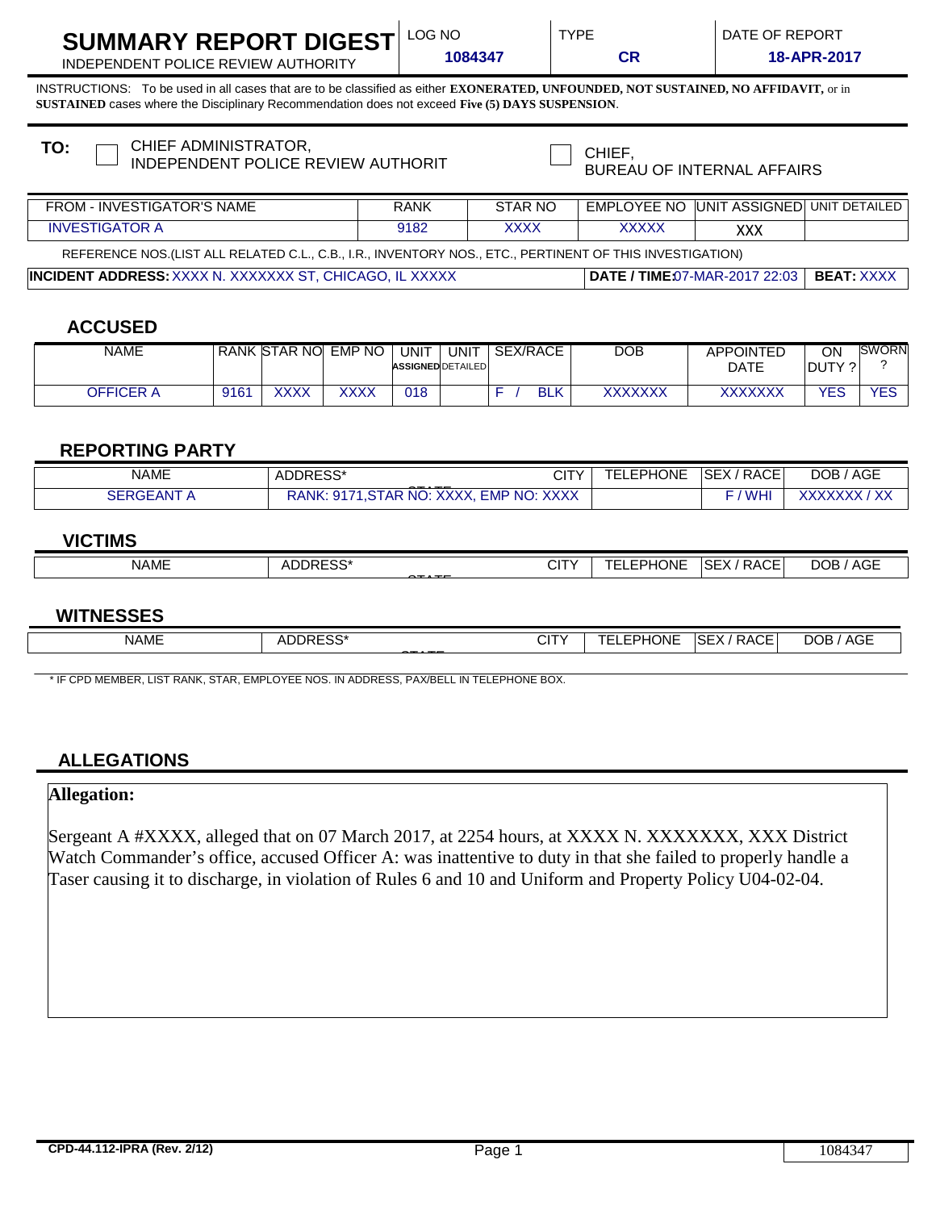# SUMMARY REPORT DIGEST

INDEPENDENT POLICE REVIEW AUTHORITY

| LOG NO | TYPE | DATE OF REPORT |
|---|---|---|
| 1084347 | CR | 18-APR-2017 |

INSTRUCTIONS: To be used in all cases that are to be classified as either **EXONERATED, UNFOUNDED, NOT SUSTAINED, NO AFFIDAVIT,** or in **SUSTAINED** cases where the Disciplinary Recommendation does not exceed **Five (5) DAYS SUSPENSION**.

**TO:** ☐ CHIEF ADMINISTRATOR, INDEPENDENT POLICE REVIEW AUTHORIT ☐ CHIEF, BUREAU OF INTERNAL AFFAIRS

| FROM - INVESTIGATOR'S NAME | RANK | STAR NO | EMPLOYEE NO | UNIT ASSIGNED | UNIT DETAILED |
|---|---|---|---|---|---|
| INVESTIGATOR A | 9182 | XXXX | XXXXX | XXX | |

REFERENCE NOS.(LIST ALL RELATED C.L., C.B., I.R., INVENTORY NOS., ETC., PERTINENT OF THIS INVESTIGATION)

**INCIDENT ADDRESS:** XXXX N. XXXXXXX ST, CHICAGO, IL XXXXX **DATE / TIME:** 07-MAR-2017 22:03 **BEAT:** XXXX

## ACCUSED

| NAME | RANK | STAR NO | EMP NO | UNIT ASSIGNED | UNIT DETAILED | SEX/RACE | DOB | APPOINTED DATE | ON DUTY ? | SWORN ? |
|---|---|---|---|---|---|---|---|---|---|---|
| OFFICER A | 9161 | XXXX | XXXX | 018 | | F / BLK | XXXXXXX | XXXXXXX | YES | YES |

## REPORTING PARTY

| NAME | ADDRESS* STATE | CITY | TELEPHONE | SEX / RACE | DOB / AGE |
|---|---|---|---|---|---|
| SERGEANT A | RANK: 9171,STAR NO: XXXX, EMP NO: XXXX | | | F / WHI | XXXXXXX / XX |

## VICTIMS

| NAME | ADDRESS* STATE | CITY | TELEPHONE | SEX / RACE | DOB / AGE |
|---|---|---|---|---|---|

## WITNESSES

| NAME | ADDRESS* STATE | CITY | TELEPHONE | SEX / RACE | DOB / AGE |
|---|---|---|---|---|---|

\* IF CPD MEMBER, LIST RANK, STAR, EMPLOYEE NOS. IN ADDRESS, PAX/BELL IN TELEPHONE BOX.

## ALLEGATIONS

**Allegation:**

Sergeant A #XXXX, alleged that on 07 March 2017, at 2254 hours, at XXXX N. XXXXXXX, XXX District Watch Commander's office, accused Officer A: was inattentive to duty in that she failed to properly handle a Taser causing it to discharge, in violation of Rules 6 and 10 and Uniform and Property Policy U04-02-04.

CPD-44.112-IPRA (Rev. 2/12)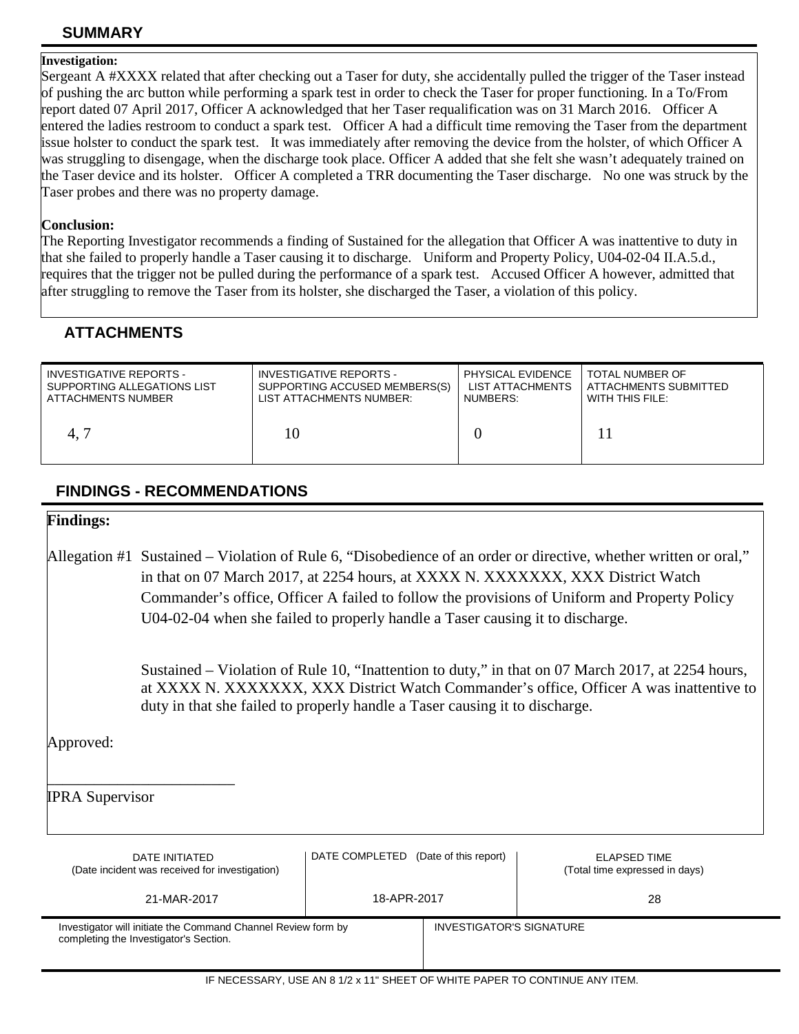## SUMMARY

**Investigation:**

Sergeant A #XXXX related that after checking out a Taser for duty, she accidentally pulled the trigger of the Taser instead of pushing the arc button while performing a spark test in order to check the Taser for proper functioning. In a To/From report dated 07 April 2017, Officer A acknowledged that her Taser requalification was on 31 March 2016. Officer A entered the ladies restroom to conduct a spark test. Officer A had a difficult time removing the Taser from the department issue holster to conduct the spark test. It was immediately after removing the device from the holster, of which Officer A was struggling to disengage, when the discharge took place. Officer A added that she felt she wasn't adequately trained on the Taser device and its holster. Officer A completed a TRR documenting the Taser discharge. No one was struck by the Taser probes and there was no property damage.

**Conclusion:**

The Reporting Investigator recommends a finding of Sustained for the allegation that Officer A was inattentive to duty in that she failed to properly handle a Taser causing it to discharge. Uniform and Property Policy, U04-02-04 II.A.5.d., requires that the trigger not be pulled during the performance of a spark test. Accused Officer A however, admitted that after struggling to remove the Taser from its holster, she discharged the Taser, a violation of this policy.

## ATTACHMENTS

| INVESTIGATIVE REPORTS - SUPPORTING ALLEGATIONS LIST ATTACHMENTS NUMBER | INVESTIGATIVE REPORTS - SUPPORTING ACCUSED MEMBERS(S) LIST ATTACHMENTS NUMBER: | PHYSICAL EVIDENCE LIST ATTACHMENTS NUMBERS: | TOTAL NUMBER OF ATTACHMENTS SUBMITTED WITH THIS FILE: |
|---|---|---|---|
| 4, 7 | 10 | 0 | 11 |

## FINDINGS - RECOMMENDATIONS

**Findings:**

Allegation #1 Sustained – Violation of Rule 6, "Disobedience of an order or directive, whether written or oral," in that on 07 March 2017, at 2254 hours, at XXXX N. XXXXXXX, XXX District Watch Commander's office, Officer A failed to follow the provisions of Uniform and Property Policy U04-02-04 when she failed to properly handle a Taser causing it to discharge.

Sustained – Violation of Rule 10, "Inattention to duty," in that on 07 March 2017, at 2254 hours, at XXXX N. XXXXXXX, XXX District Watch Commander's office, Officer A was inattentive to duty in that she failed to properly handle a Taser causing it to discharge.

Approved:

\_\_\_\_\_\_\_\_\_\_\_\_\_\_\_\_\_\_\_\_\_\_\_\_\_\_

IPRA Supervisor

| DATE INITIATED (Date incident was received for investigation) | DATE COMPLETED (Date of this report) | ELAPSED TIME (Total time expressed in days) |
|---|---|---|
| 21-MAR-2017 | 18-APR-2017 | 28 |

| Investigator will initiate the Command Channel Review form by completing the Investigator's Section. | INVESTIGATOR'S SIGNATURE |
|---|---|
| | |

IF NECESSARY, USE AN 8 1/2 x 11" SHEET OF WHITE PAPER TO CONTINUE ANY ITEM.